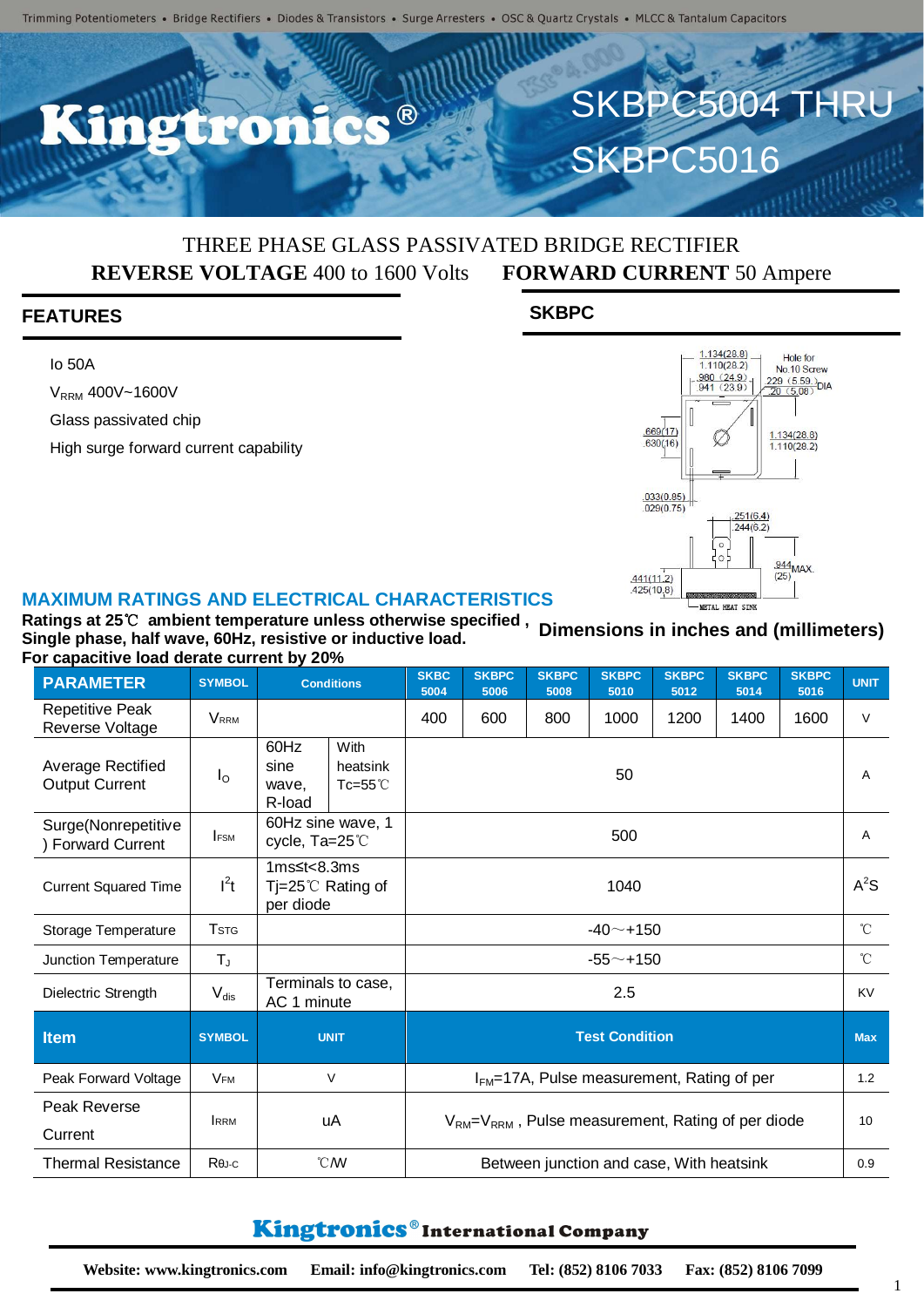# SKBPC5004 THRU SKBPC5016

THREE PHASE GLASS PASSIVATED BRIDGE RECTIFIER

**REVERSE VOLTAGE** 400 to 1600 Volts **FORWARD CURRENT** 50 Ampere

## FEATURES

Io 50A

$V_{RRM}$ 400V~1600V

Glass passivated chip

High surge forward current capability

## SKBPC

Dimensions in inches and (millimeters)

## MAXIMUM RATINGS AND ELECTRICAL CHARACTERISTICS

**Ratings at 25℃ ambient temperature unless otherwise specified , Single phase, half wave, 60Hz, resistive or inductive load.**
**For capacitive load derate current by 20%**

| PARAMETER | SYMBOL | Conditions | | SKBC 5004 | SKBPC 5006 | SKBPC 5008 | SKBPC 5010 | SKBPC 5012 | SKBPC 5014 | SKBPC 5016 | UNIT |
|---|---|---|---|---|---|---|---|---|---|---|---|
| Repetitive Peak Reverse Voltage | $V_{RRM}$ | | | 400 | 600 | 800 | 1000 | 1200 | 1400 | 1600 | V |
| Average Rectified Output Current | $I_O$ | 60Hz sine wave, R-load | With heatsink Tc=55℃ | 50 | | | | | | | A |
| Surge(Nonrepetitive ) Forward Current | $I_{FSM}$ | 60Hz sine wave, 1 cycle, Ta=25℃ | | 500 | | | | | | | A |
| Current Squared Time | $I^2t$ | 1ms≤t<8.3ms Tj=25℃ Rating of per diode | | 1040 | | | | | | | $A^2S$ |
| Storage Temperature | $T_{STG}$ | | | -40～+150 | | | | | | | ℃ |
| Junction Temperature | $T_J$ | | | -55～+150 | | | | | | | ℃ |
| Dielectric Strength | $V_{dis}$ | Terminals to case, AC 1 minute | | 2.5 | | | | | | | KV |

| Item | SYMBOL | UNIT | Test Condition | Max |
|---|---|---|---|---|
| Peak Forward Voltage | $V_{FM}$ | V | $I_{FM}$=17A, Pulse measurement, Rating of per | 1.2 |
| Peak Reverse Current | $I_{RRM}$ | uA | $V_{RM}=V_{RRM}$ , Pulse measurement, Rating of per diode | 10 |
| Thermal Resistance | $R_{\theta J\text{-}C}$ | ℃/W | Between junction and case, With heatsink | 0.9 |

**Kingtronics® International Company**

Website: www.kingtronics.com Email: info@kingtronics.com Tel: (852) 8106 7033 Fax: (852) 8106 7099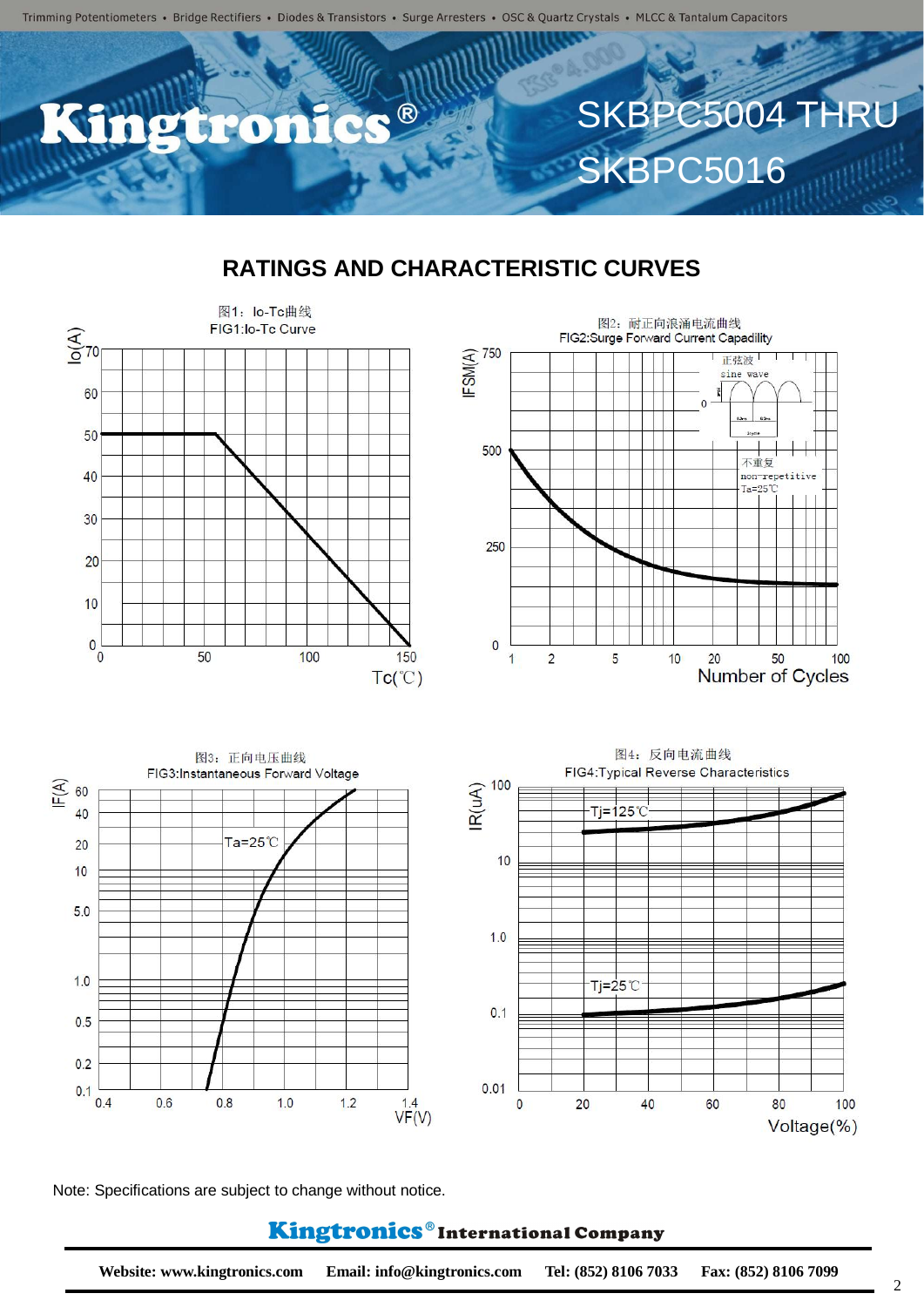Trimming Potentiometers • Bridge Rectifiers • Diodes & Transistors • Surge Arresters • OSC & Quartz Crystals • MLCC & Tantalum Capacitors

Kingtronics®

SKBPC5004 THRU SKBPC5016

## RATINGS AND CHARACTERISTIC CURVES

图1：Io-Tc曲线
FIG1:Io-Tc Curve

Io(A)
70
60
50
40
30
20
10
0
0
50
100
150
Tc(℃)

图2：耐正向浪涌电流曲线
FIG2:Surge Forward Current Capadility

IFSM(A)
750
500
250
0
1
2
5
10
20
50
100
Number of Cycles

正弦波
sine wave

不重复
non-repetitive
Ta=25℃

图3：正向电压曲线
FIG3:Instantaneous Forward Voltage

IF(A)
60
40
20
10
5.0
1.0
0.5
0.2
0.1
0.4
0.6
0.8
1.0
1.2
1.4
VF(V)

Ta=25℃

图4：反向电流曲线
FIG4:Typical Reverse Characteristics

IR(uA)
100
10
1.0
0.1
0.01
0
20
40
60
80
100
Voltage(%)

Tj=125℃

Tj=25℃

Note: Specifications are subject to change without notice.

Kingtronics® International Company

Website: www.kingtronics.com Email: info@kingtronics.com Tel: (852) 8106 7033 Fax: (852) 8106 7099